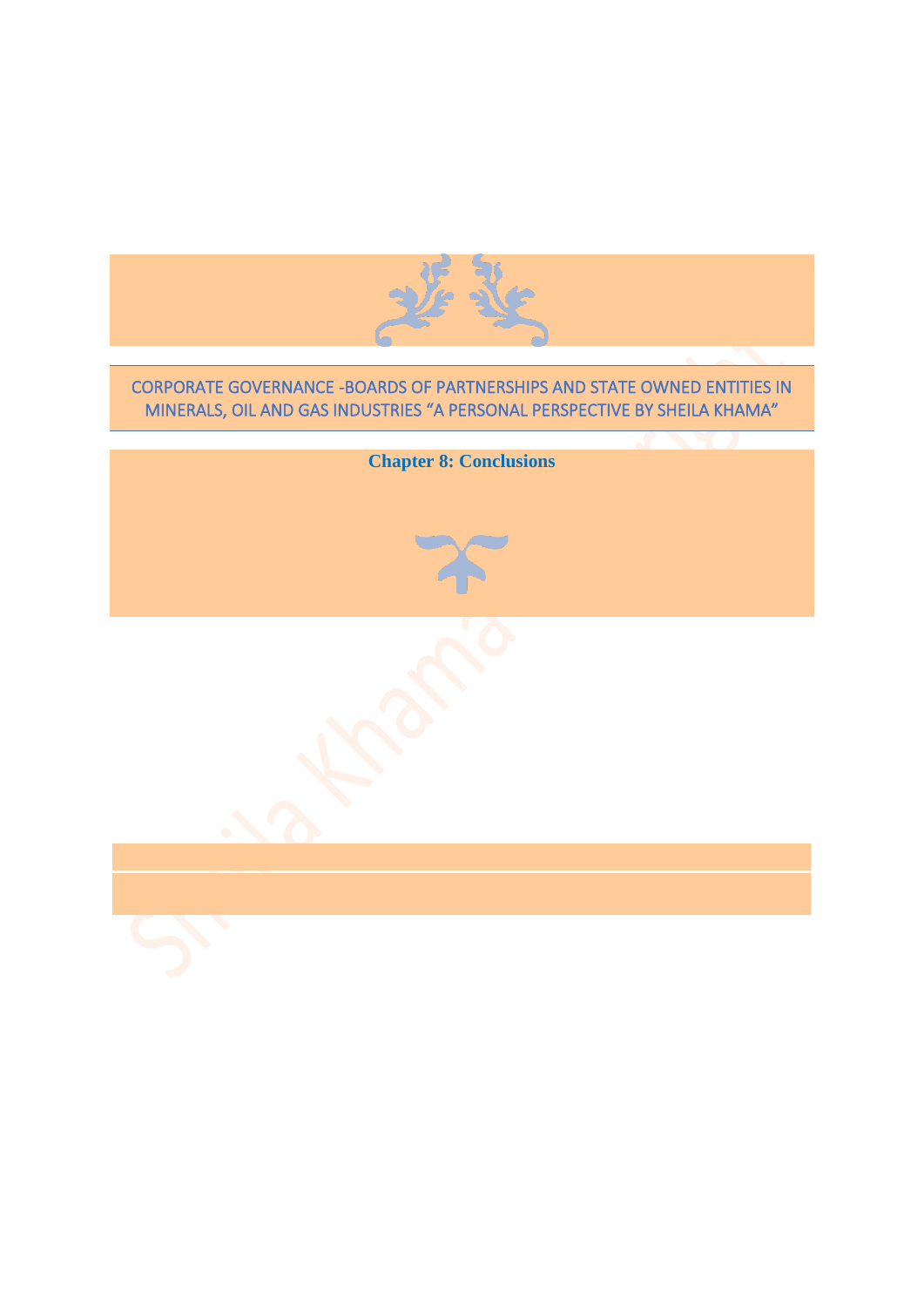CORPORATE GOVERNANCE -BOARDS OF PARTNERSHIPS AND STATE OWNED ENTITIES IN MINERALS, OIL AND GAS INDUSTRIES "A PERSONAL PERSPECTIVE BY SHEILA KHAMA"

# Chapter 8: Conclusions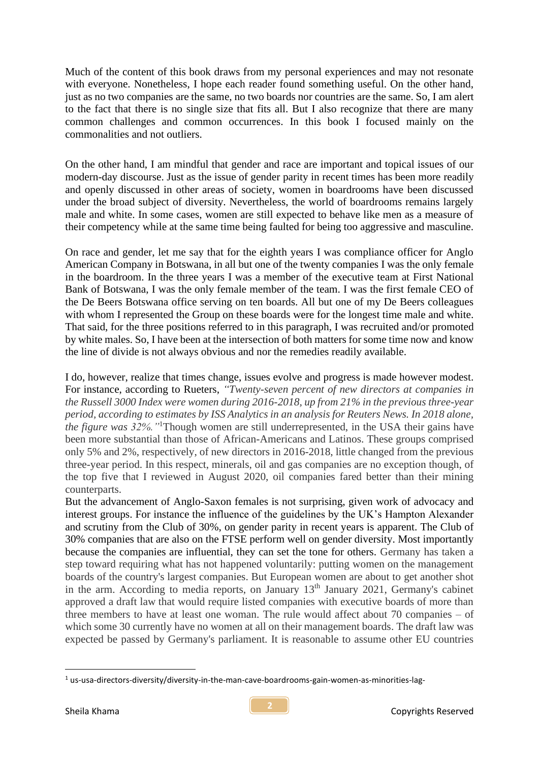Much of the content of this book draws from my personal experiences and may not resonate with everyone. Nonetheless, I hope each reader found something useful. On the other hand, just as no two companies are the same, no two boards nor countries are the same. So, I am alert to the fact that there is no single size that fits all. But I also recognize that there are many common challenges and common occurrences. In this book I focused mainly on the commonalities and not outliers.

On the other hand, I am mindful that gender and race are important and topical issues of our modern-day discourse. Just as the issue of gender parity in recent times has been more readily and openly discussed in other areas of society, women in boardrooms have been discussed under the broad subject of diversity. Nevertheless, the world of boardrooms remains largely male and white. In some cases, women are still expected to behave like men as a measure of their competency while at the same time being faulted for being too aggressive and masculine.

On race and gender, let me say that for the eighth years I was compliance officer for Anglo American Company in Botswana, in all but one of the twenty companies I was the only female in the boardroom. In the three years I was a member of the executive team at First National Bank of Botswana, I was the only female member of the team. I was the first female CEO of the De Beers Botswana office serving on ten boards. All but one of my De Beers colleagues with whom I represented the Group on these boards were for the longest time male and white. That said, for the three positions referred to in this paragraph, I was recruited and/or promoted by white males. So, I have been at the intersection of both matters for some time now and know the line of divide is not always obvious and nor the remedies readily available.

I do, however, realize that times change, issues evolve and progress is made however modest. For instance, according to Rueters, *"Twenty-seven percent of new directors at companies in the Russell 3000 Index were women during 2016-2018, up from 21% in the previous three-year period, according to estimates by ISS Analytics in an analysis for Reuters News. In 2018 alone, the figure was 32%."*[1]Though women are still underrepresented, in the USA their gains have been more substantial than those of African-Americans and Latinos. These groups comprised only 5% and 2%, respectively, of new directors in 2016-2018, little changed from the previous three-year period. In this respect, minerals, oil and gas companies are no exception though, of the top five that I reviewed in August 2020, oil companies fared better than their mining counterparts.

But the advancement of Anglo-Saxon females is not surprising, given work of advocacy and interest groups. For instance the influence of the guidelines by the UK's Hampton Alexander and scrutiny from the Club of 30%, on gender parity in recent years is apparent. The Club of 30% companies that are also on the FTSE perform well on gender diversity. Most importantly because the companies are influential, they can set the tone for others. Germany has taken a step toward requiring what has not happened voluntarily: putting women on the management boards of the country's largest companies. But European women are about to get another shot in the arm. According to media reports, on January 13th January 2021, Germany's cabinet approved a draft law that would require listed companies with executive boards of more than three members to have at least one woman. The rule would affect about 70 companies – of which some 30 currently have no women at all on their management boards. The draft law was expected be passed by Germany's parliament. It is reasonable to assume other EU countries

[1] us-usa-directors-diversity/diversity-in-the-man-cave-boardrooms-gain-women-as-minorities-lag-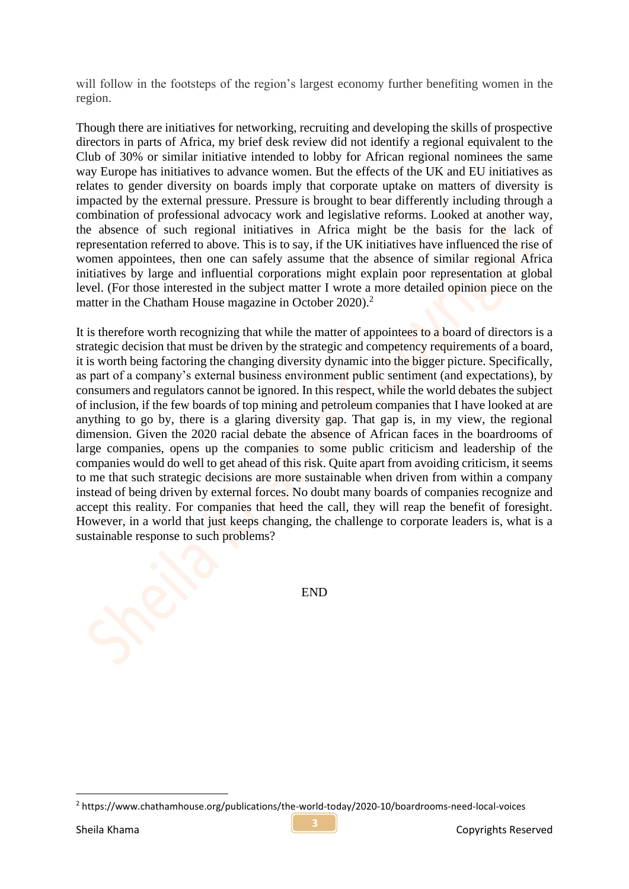will follow in the footsteps of the region's largest economy further benefiting women in the region.

Though there are initiatives for networking, recruiting and developing the skills of prospective directors in parts of Africa, my brief desk review did not identify a regional equivalent to the Club of 30% or similar initiative intended to lobby for African regional nominees the same way Europe has initiatives to advance women. But the effects of the UK and EU initiatives as relates to gender diversity on boards imply that corporate uptake on matters of diversity is impacted by the external pressure. Pressure is brought to bear differently including through a combination of professional advocacy work and legislative reforms. Looked at another way, the absence of such regional initiatives in Africa might be the basis for the lack of representation referred to above. This is to say, if the UK initiatives have influenced the rise of women appointees, then one can safely assume that the absence of similar regional Africa initiatives by large and influential corporations might explain poor representation at global level. (For those interested in the subject matter I wrote a more detailed opinion piece on the matter in the Chatham House magazine in October 2020).[2]

It is therefore worth recognizing that while the matter of appointees to a board of directors is a strategic decision that must be driven by the strategic and competency requirements of a board, it is worth being factoring the changing diversity dynamic into the bigger picture. Specifically, as part of a company's external business environment public sentiment (and expectations), by consumers and regulators cannot be ignored. In this respect, while the world debates the subject of inclusion, if the few boards of top mining and petroleum companies that I have looked at are anything to go by, there is a glaring diversity gap. That gap is, in my view, the regional dimension. Given the 2020 racial debate the absence of African faces in the boardrooms of large companies, opens up the companies to some public criticism and leadership of the companies would do well to get ahead of this risk. Quite apart from avoiding criticism, it seems to me that such strategic decisions are more sustainable when driven from within a company instead of being driven by external forces. No doubt many boards of companies recognize and accept this reality. For companies that heed the call, they will reap the benefit of foresight. However, in a world that just keeps changing, the challenge to corporate leaders is, what is a sustainable response to such problems?

END

[2] https://www.chathamhouse.org/publications/the-world-today/2020-10/boardrooms-need-local-voices